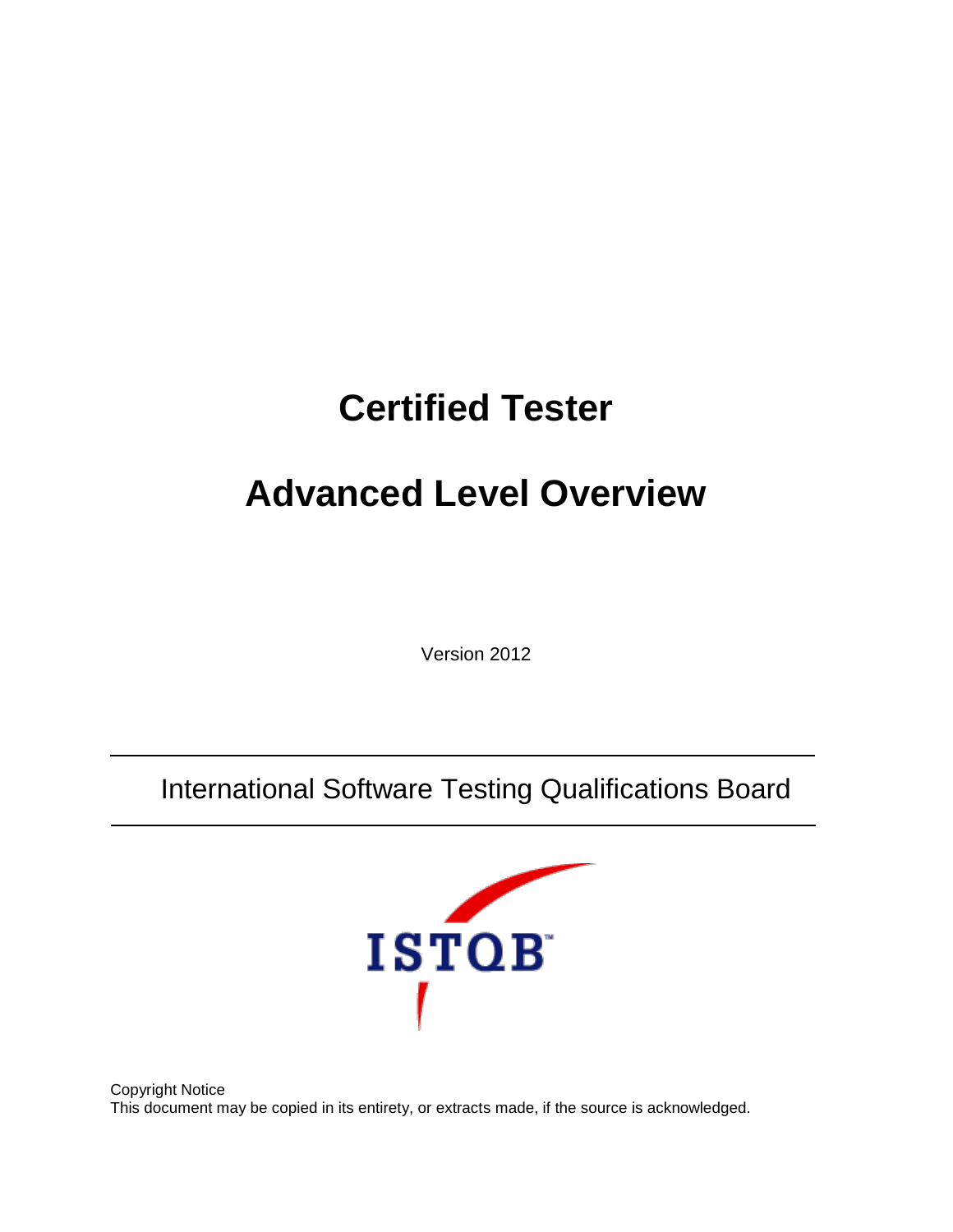# Certified Tester

# Advanced Level Overview

Version 2012

International Software Testing Qualifications Board

Copyright Notice
This document may be copied in its entirety, or extracts made, if the source is acknowledged.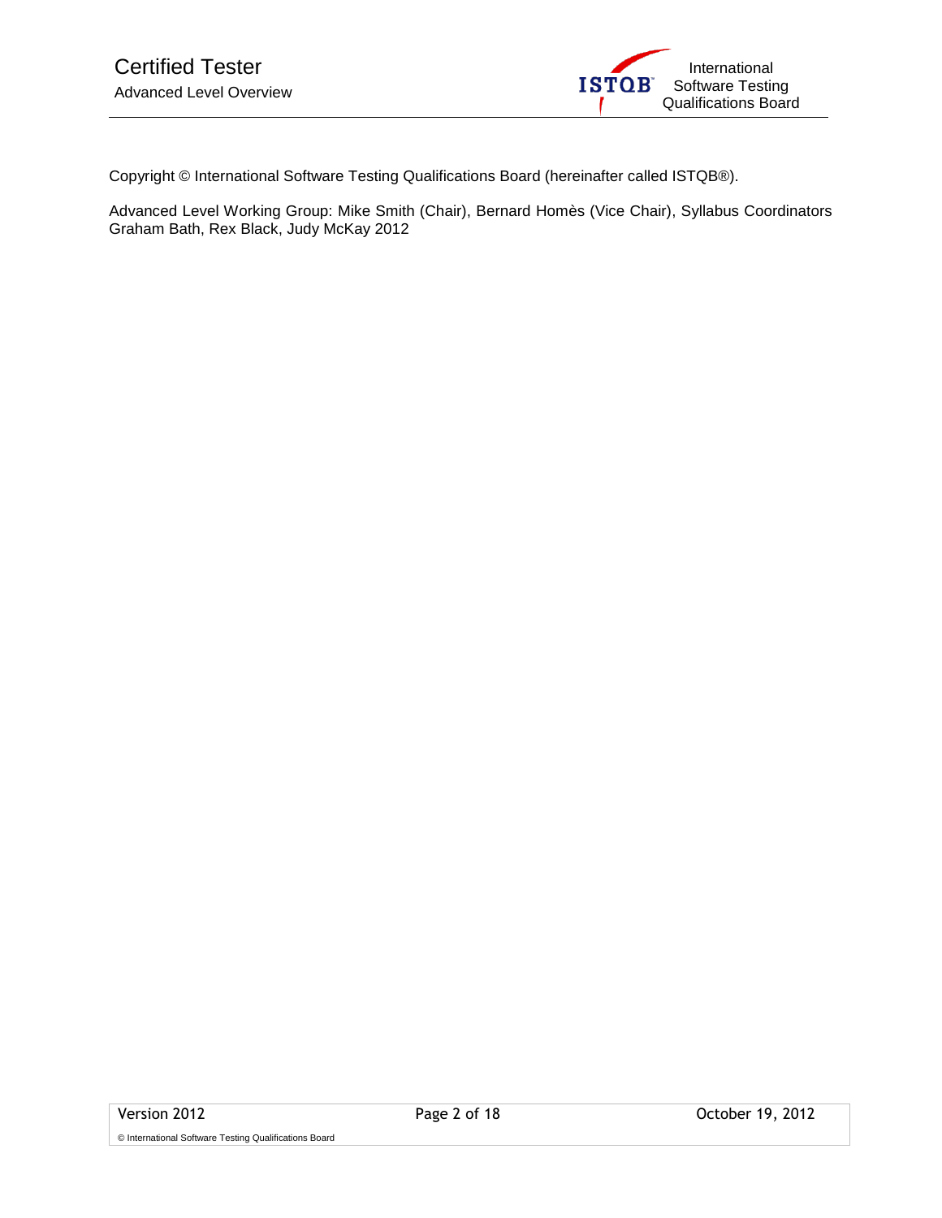Copyright © International Software Testing Qualifications Board (hereinafter called ISTQB®).

Advanced Level Working Group: Mike Smith (Chair), Bernard Homès (Vice Chair), Syllabus Coordinators Graham Bath, Rex Black, Judy McKay 2012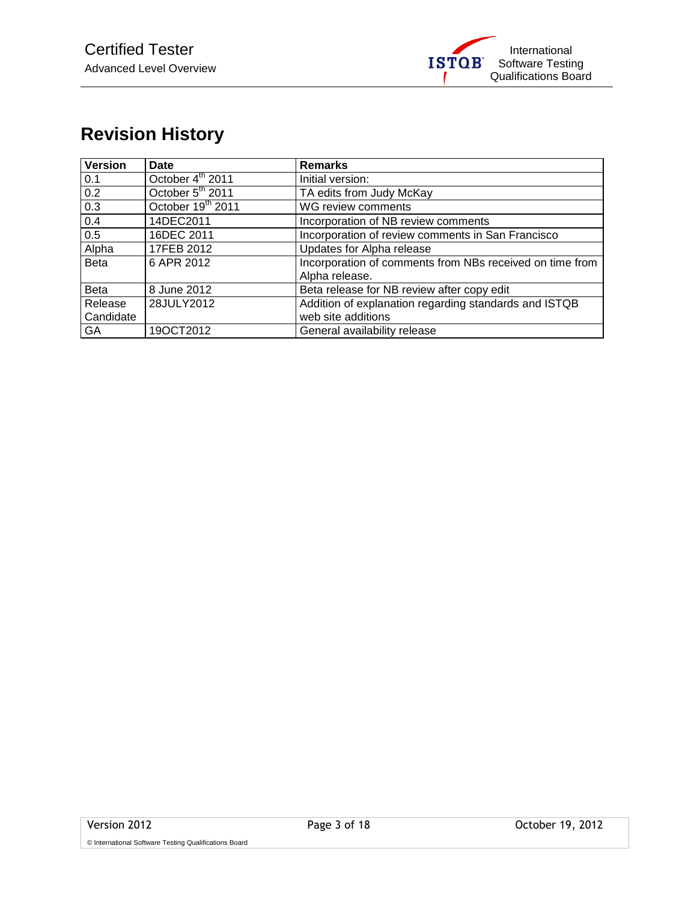# Revision History

| Version | Date | Remarks |
|---|---|---|
| 0.1 | October 4th 2011 | Initial version: |
| 0.2 | October 5th 2011 | TA edits from Judy McKay |
| 0.3 | October 19th 2011 | WG review comments |
| 0.4 | 14DEC2011 | Incorporation of NB review comments |
| 0.5 | 16DEC 2011 | Incorporation of review comments in San Francisco |
| Alpha | 17FEB 2012 | Updates for Alpha release |
| Beta | 6 APR 2012 | Incorporation of comments from NBs received on time from Alpha release. |
| Beta | 8 June 2012 | Beta release for NB review after copy edit |
| Release Candidate | 28JULY2012 | Addition of explanation regarding standards and ISTQB web site additions |
| GA | 19OCT2012 | General availability release |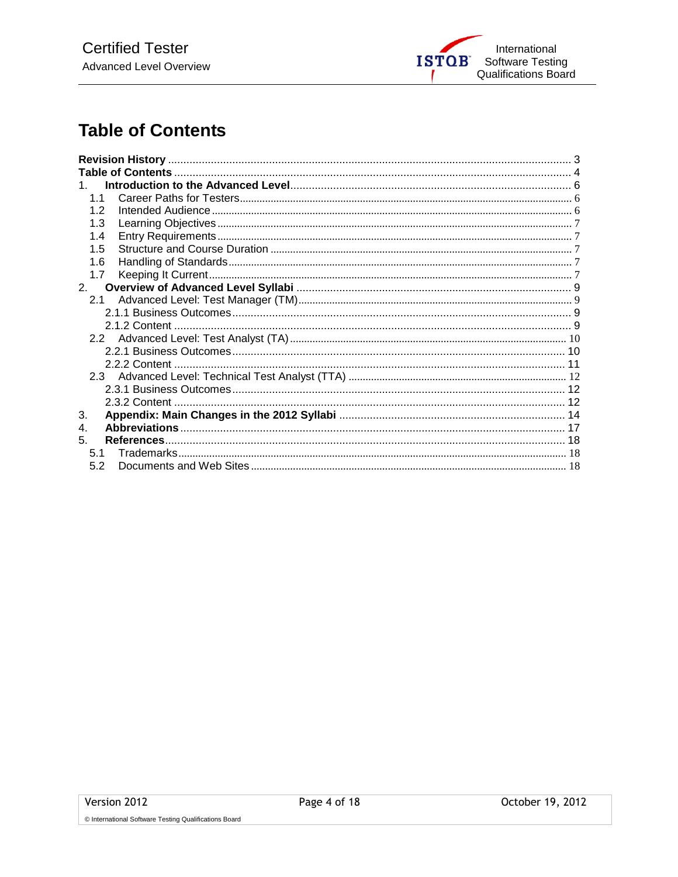# Table of Contents

- **Revision History** ... 3
- **Table of Contents** ... 4
- 1. **Introduction to the Advanced Level** ... 6
  - 1.1 Career Paths for Testers ... 6
  - 1.2 Intended Audience ... 6
  - 1.3 Learning Objectives ... 7
  - 1.4 Entry Requirements ... 7
  - 1.5 Structure and Course Duration ... 7
  - 1.6 Handling of Standards ... 7
  - 1.7 Keeping It Current ... 7
- 2. **Overview of Advanced Level Syllabi** ... 9
  - 2.1 Advanced Level: Test Manager (TM) ... 9
    - 2.1.1 Business Outcomes ... 9
    - 2.1.2 Content ... 9
  - 2.2 Advanced Level: Test Analyst (TA) ... 10
    - 2.2.1 Business Outcomes ... 10
    - 2.2.2 Content ... 11
  - 2.3 Advanced Level: Technical Test Analyst (TTA) ... 12
    - 2.3.1 Business Outcomes ... 12
    - 2.3.2 Content ... 12
- 3. **Appendix: Main Changes in the 2012 Syllabi** ... 14
- 4. **Abbreviations** ... 17
- 5. **References** ... 18
  - 5.1 Trademarks ... 18
  - 5.2 Documents and Web Sites ... 18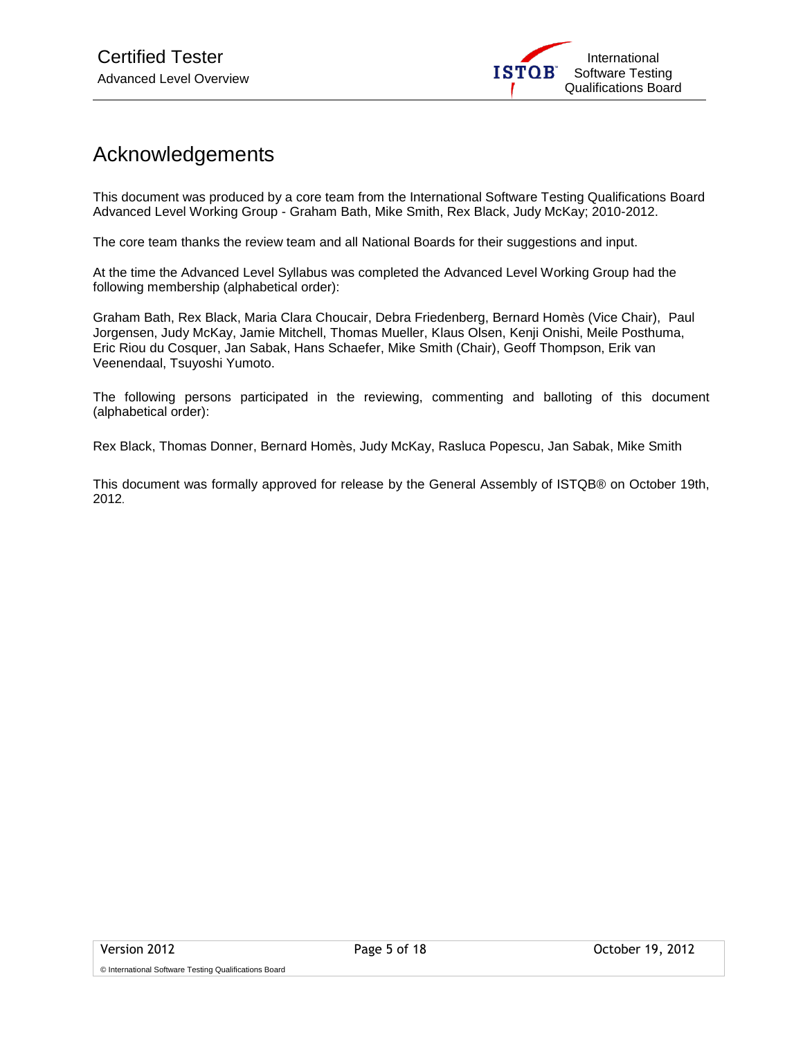# Acknowledgements

This document was produced by a core team from the International Software Testing Qualifications Board Advanced Level Working Group - Graham Bath, Mike Smith, Rex Black, Judy McKay; 2010-2012.

The core team thanks the review team and all National Boards for their suggestions and input.

At the time the Advanced Level Syllabus was completed the Advanced Level Working Group had the following membership (alphabetical order):

Graham Bath, Rex Black, Maria Clara Choucair, Debra Friedenberg, Bernard Homès (Vice Chair), Paul Jorgensen, Judy McKay, Jamie Mitchell, Thomas Mueller, Klaus Olsen, Kenji Onishi, Meile Posthuma, Eric Riou du Cosquer, Jan Sabak, Hans Schaefer, Mike Smith (Chair), Geoff Thompson, Erik van Veenendaal, Tsuyoshi Yumoto.

The following persons participated in the reviewing, commenting and balloting of this document (alphabetical order):

Rex Black, Thomas Donner, Bernard Homès, Judy McKay, Rasluca Popescu, Jan Sabak, Mike Smith

This document was formally approved for release by the General Assembly of ISTQB® on October 19th, 2012.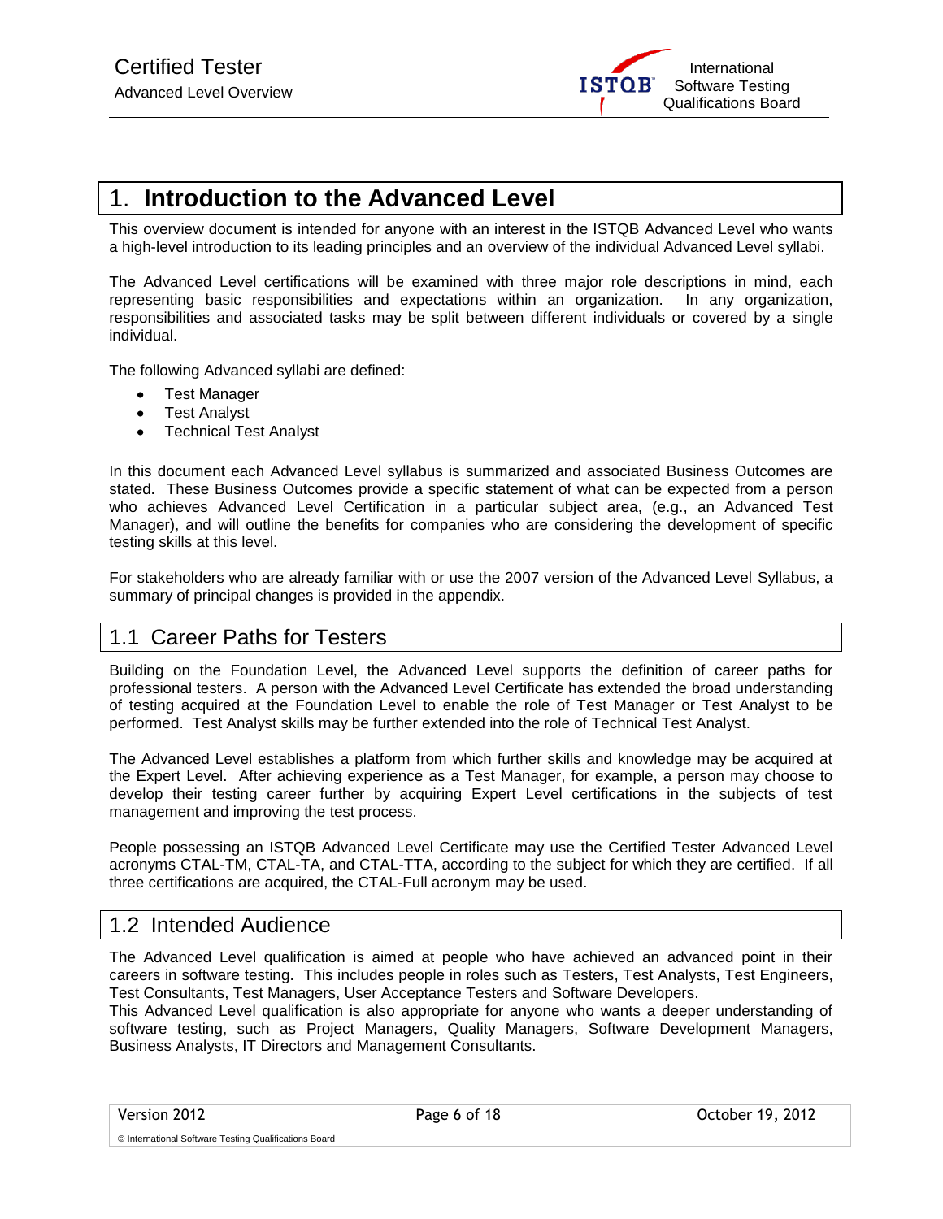# 1. Introduction to the Advanced Level

This overview document is intended for anyone with an interest in the ISTQB Advanced Level who wants a high-level introduction to its leading principles and an overview of the individual Advanced Level syllabi.

The Advanced Level certifications will be examined with three major role descriptions in mind, each representing basic responsibilities and expectations within an organization. In any organization, responsibilities and associated tasks may be split between different individuals or covered by a single individual.

The following Advanced syllabi are defined:

- Test Manager
- Test Analyst
- Technical Test Analyst

In this document each Advanced Level syllabus is summarized and associated Business Outcomes are stated. These Business Outcomes provide a specific statement of what can be expected from a person who achieves Advanced Level Certification in a particular subject area, (e.g., an Advanced Test Manager), and will outline the benefits for companies who are considering the development of specific testing skills at this level.

For stakeholders who are already familiar with or use the 2007 version of the Advanced Level Syllabus, a summary of principal changes is provided in the appendix.

## 1.1 Career Paths for Testers

Building on the Foundation Level, the Advanced Level supports the definition of career paths for professional testers. A person with the Advanced Level Certificate has extended the broad understanding of testing acquired at the Foundation Level to enable the role of Test Manager or Test Analyst to be performed. Test Analyst skills may be further extended into the role of Technical Test Analyst.

The Advanced Level establishes a platform from which further skills and knowledge may be acquired at the Expert Level. After achieving experience as a Test Manager, for example, a person may choose to develop their testing career further by acquiring Expert Level certifications in the subjects of test management and improving the test process.

People possessing an ISTQB Advanced Level Certificate may use the Certified Tester Advanced Level acronyms CTAL-TM, CTAL-TA, and CTAL-TTA, according to the subject for which they are certified. If all three certifications are acquired, the CTAL-Full acronym may be used.

## 1.2 Intended Audience

The Advanced Level qualification is aimed at people who have achieved an advanced point in their careers in software testing. This includes people in roles such as Testers, Test Analysts, Test Engineers, Test Consultants, Test Managers, User Acceptance Testers and Software Developers.
This Advanced Level qualification is also appropriate for anyone who wants a deeper understanding of software testing, such as Project Managers, Quality Managers, Software Development Managers, Business Analysts, IT Directors and Management Consultants.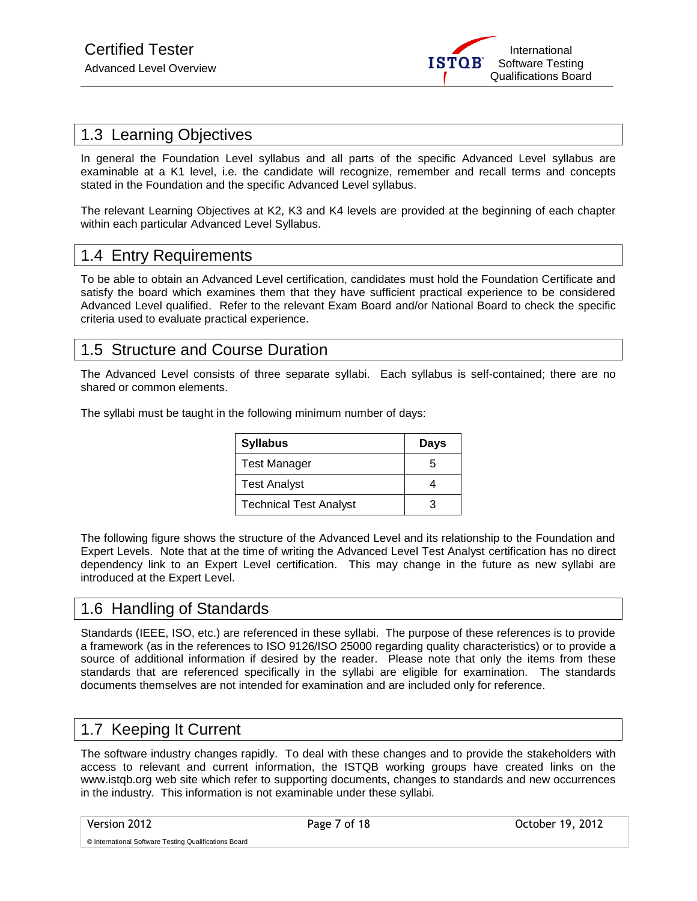## 1.3 Learning Objectives

In general the Foundation Level syllabus and all parts of the specific Advanced Level syllabus are examinable at a K1 level, i.e. the candidate will recognize, remember and recall terms and concepts stated in the Foundation and the specific Advanced Level syllabus.

The relevant Learning Objectives at K2, K3 and K4 levels are provided at the beginning of each chapter within each particular Advanced Level Syllabus.

## 1.4 Entry Requirements

To be able to obtain an Advanced Level certification, candidates must hold the Foundation Certificate and satisfy the board which examines them that they have sufficient practical experience to be considered Advanced Level qualified. Refer to the relevant Exam Board and/or National Board to check the specific criteria used to evaluate practical experience.

## 1.5 Structure and Course Duration

The Advanced Level consists of three separate syllabi. Each syllabus is self-contained; there are no shared or common elements.

The syllabi must be taught in the following minimum number of days:

| Syllabus | Days |
|---|---|
| Test Manager | 5 |
| Test Analyst | 4 |
| Technical Test Analyst | 3 |

The following figure shows the structure of the Advanced Level and its relationship to the Foundation and Expert Levels. Note that at the time of writing the Advanced Level Test Analyst certification has no direct dependency link to an Expert Level certification. This may change in the future as new syllabi are introduced at the Expert Level.

## 1.6 Handling of Standards

Standards (IEEE, ISO, etc.) are referenced in these syllabi. The purpose of these references is to provide a framework (as in the references to ISO 9126/ISO 25000 regarding quality characteristics) or to provide a source of additional information if desired by the reader. Please note that only the items from these standards that are referenced specifically in the syllabi are eligible for examination. The standards documents themselves are not intended for examination and are included only for reference.

## 1.7 Keeping It Current

The software industry changes rapidly. To deal with these changes and to provide the stakeholders with access to relevant and current information, the ISTQB working groups have created links on the www.istqb.org web site which refer to supporting documents, changes to standards and new occurrences in the industry. This information is not examinable under these syllabi.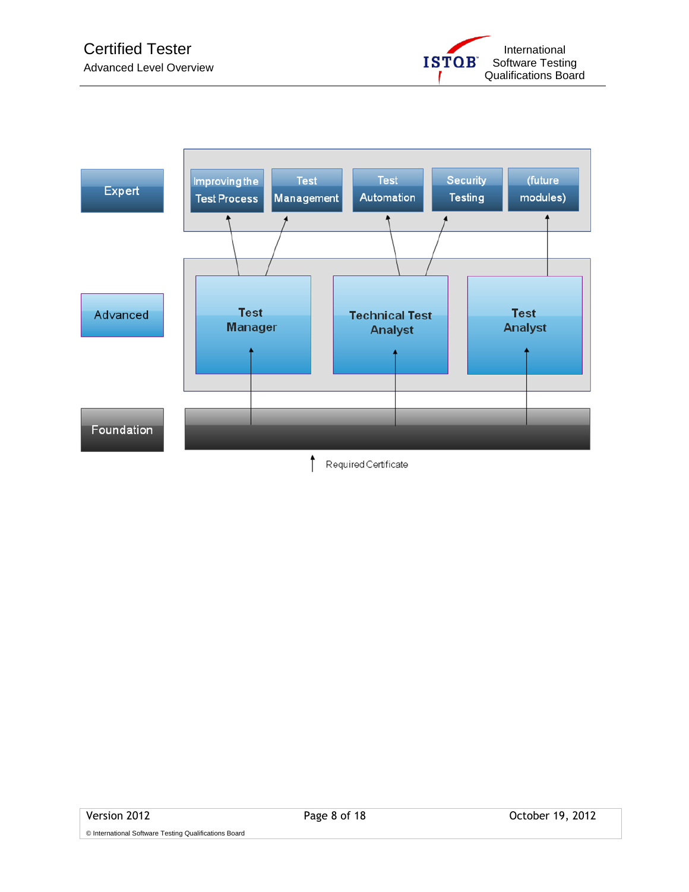Expert

Improving the Test Process

Test Management

Test Automation

Security Testing

(future modules)

Advanced

Test Manager

Technical Test Analyst

Test Analyst

Foundation

Required Certificate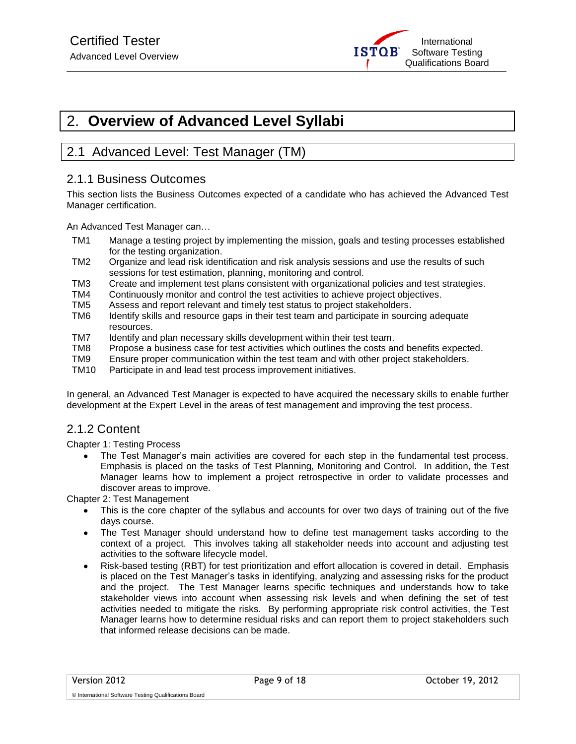# 2. Overview of Advanced Level Syllabi

## 2.1 Advanced Level: Test Manager (TM)

### 2.1.1 Business Outcomes

This section lists the Business Outcomes expected of a candidate who has achieved the Advanced Test Manager certification.

An Advanced Test Manager can…

- TM1 Manage a testing project by implementing the mission, goals and testing processes established for the testing organization.
- TM2 Organize and lead risk identification and risk analysis sessions and use the results of such sessions for test estimation, planning, monitoring and control.
- TM3 Create and implement test plans consistent with organizational policies and test strategies.
- TM4 Continuously monitor and control the test activities to achieve project objectives.
- TM5 Assess and report relevant and timely test status to project stakeholders.
- TM6 Identify skills and resource gaps in their test team and participate in sourcing adequate resources.
- TM7 Identify and plan necessary skills development within their test team.
- TM8 Propose a business case for test activities which outlines the costs and benefits expected.
- TM9 Ensure proper communication within the test team and with other project stakeholders.
- TM10 Participate in and lead test process improvement initiatives.

In general, an Advanced Test Manager is expected to have acquired the necessary skills to enable further development at the Expert Level in the areas of test management and improving the test process.

### 2.1.2 Content

Chapter 1: Testing Process

- The Test Manager's main activities are covered for each step in the fundamental test process. Emphasis is placed on the tasks of Test Planning, Monitoring and Control. In addition, the Test Manager learns how to implement a project retrospective in order to validate processes and discover areas to improve.

Chapter 2: Test Management

- This is the core chapter of the syllabus and accounts for over two days of training out of the five days course.
- The Test Manager should understand how to define test management tasks according to the context of a project. This involves taking all stakeholder needs into account and adjusting test activities to the software lifecycle model.
- Risk-based testing (RBT) for test prioritization and effort allocation is covered in detail. Emphasis is placed on the Test Manager's tasks in identifying, analyzing and assessing risks for the product and the project. The Test Manager learns specific techniques and understands how to take stakeholder views into account when assessing risk levels and when defining the set of test activities needed to mitigate the risks. By performing appropriate risk control activities, the Test Manager learns how to determine residual risks and can report them to project stakeholders such that informed release decisions can be made.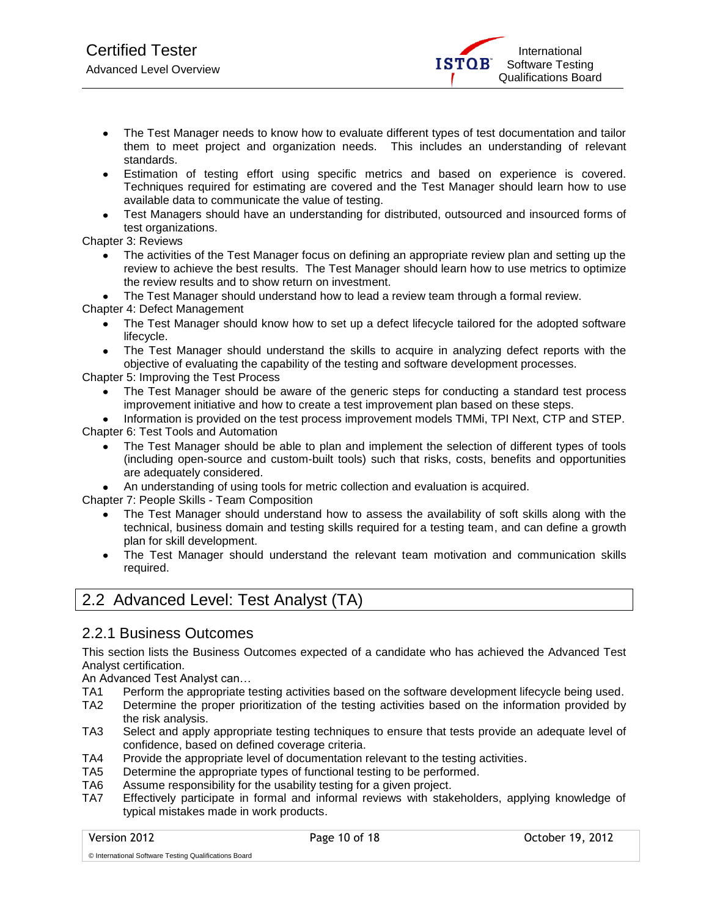- The Test Manager needs to know how to evaluate different types of test documentation and tailor them to meet project and organization needs. This includes an understanding of relevant standards.
- Estimation of testing effort using specific metrics and based on experience is covered. Techniques required for estimating are covered and the Test Manager should learn how to use available data to communicate the value of testing.
- Test Managers should have an understanding for distributed, outsourced and insourced forms of test organizations.

Chapter 3: Reviews

- The activities of the Test Manager focus on defining an appropriate review plan and setting up the review to achieve the best results. The Test Manager should learn how to use metrics to optimize the review results and to show return on investment.
- The Test Manager should understand how to lead a review team through a formal review.

Chapter 4: Defect Management

- The Test Manager should know how to set up a defect lifecycle tailored for the adopted software lifecycle.
- The Test Manager should understand the skills to acquire in analyzing defect reports with the objective of evaluating the capability of the testing and software development processes.

Chapter 5: Improving the Test Process

- The Test Manager should be aware of the generic steps for conducting a standard test process improvement initiative and how to create a test improvement plan based on these steps.
- Information is provided on the test process improvement models TMMi, TPI Next, CTP and STEP.

Chapter 6: Test Tools and Automation

- The Test Manager should be able to plan and implement the selection of different types of tools (including open-source and custom-built tools) such that risks, costs, benefits and opportunities are adequately considered.
- An understanding of using tools for metric collection and evaluation is acquired.

Chapter 7: People Skills - Team Composition

- The Test Manager should understand how to assess the availability of soft skills along with the technical, business domain and testing skills required for a testing team, and can define a growth plan for skill development.
- The Test Manager should understand the relevant team motivation and communication skills required.

## 2.2 Advanced Level: Test Analyst (TA)

### 2.2.1 Business Outcomes

This section lists the Business Outcomes expected of a candidate who has achieved the Advanced Test Analyst certification.

An Advanced Test Analyst can…

- TA1 Perform the appropriate testing activities based on the software development lifecycle being used.
- TA2 Determine the proper prioritization of the testing activities based on the information provided by the risk analysis.
- TA3 Select and apply appropriate testing techniques to ensure that tests provide an adequate level of confidence, based on defined coverage criteria.
- TA4 Provide the appropriate level of documentation relevant to the testing activities.
- TA5 Determine the appropriate types of functional testing to be performed.
- TA6 Assume responsibility for the usability testing for a given project.
- TA7 Effectively participate in formal and informal reviews with stakeholders, applying knowledge of typical mistakes made in work products.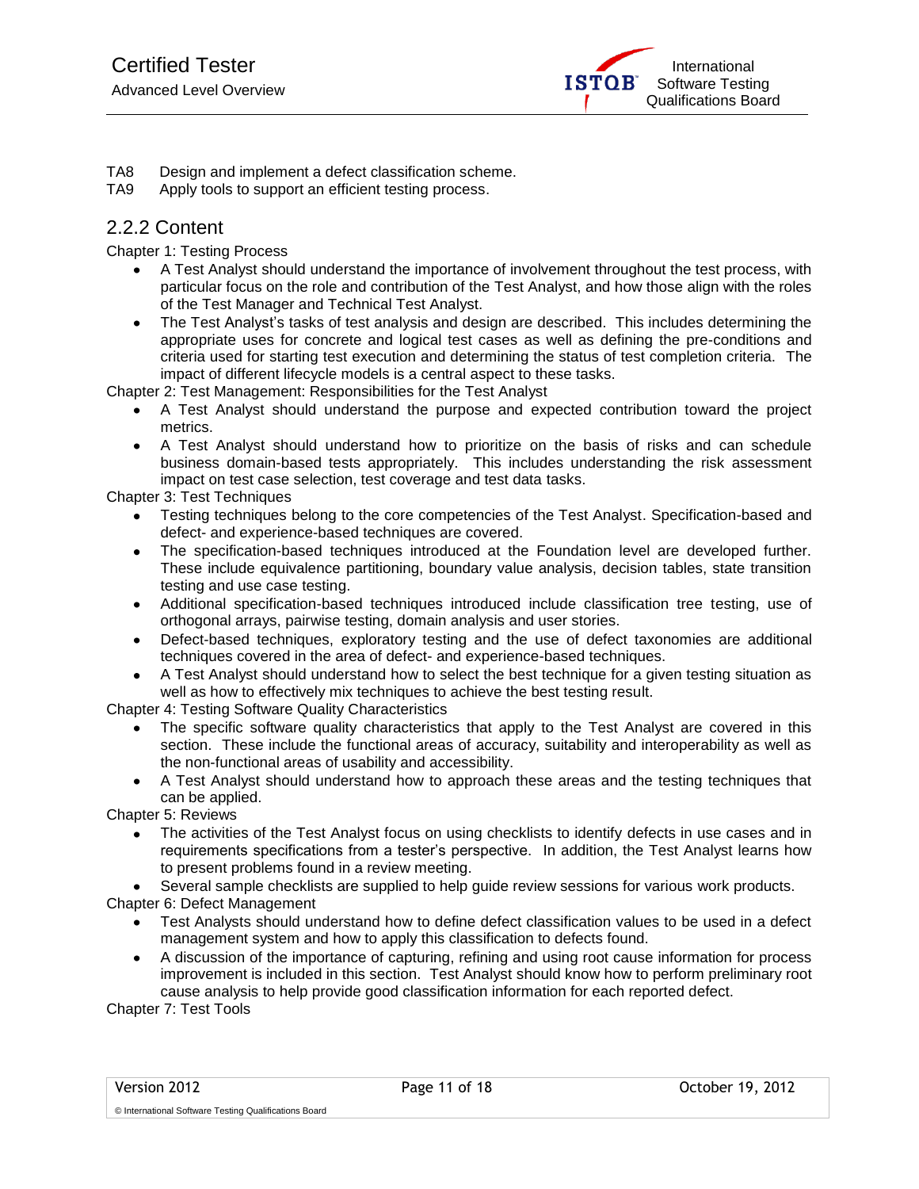TA8 Design and implement a defect classification scheme.
TA9 Apply tools to support an efficient testing process.

## 2.2.2 Content

Chapter 1: Testing Process

- A Test Analyst should understand the importance of involvement throughout the test process, with particular focus on the role and contribution of the Test Analyst, and how those align with the roles of the Test Manager and Technical Test Analyst.
- The Test Analyst's tasks of test analysis and design are described. This includes determining the appropriate uses for concrete and logical test cases as well as defining the pre-conditions and criteria used for starting test execution and determining the status of test completion criteria. The impact of different lifecycle models is a central aspect to these tasks.

Chapter 2: Test Management: Responsibilities for the Test Analyst

- A Test Analyst should understand the purpose and expected contribution toward the project metrics.
- A Test Analyst should understand how to prioritize on the basis of risks and can schedule business domain-based tests appropriately. This includes understanding the risk assessment impact on test case selection, test coverage and test data tasks.

Chapter 3: Test Techniques

- Testing techniques belong to the core competencies of the Test Analyst. Specification-based and defect- and experience-based techniques are covered.
- The specification-based techniques introduced at the Foundation level are developed further. These include equivalence partitioning, boundary value analysis, decision tables, state transition testing and use case testing.
- Additional specification-based techniques introduced include classification tree testing, use of orthogonal arrays, pairwise testing, domain analysis and user stories.
- Defect-based techniques, exploratory testing and the use of defect taxonomies are additional techniques covered in the area of defect- and experience-based techniques.
- A Test Analyst should understand how to select the best technique for a given testing situation as well as how to effectively mix techniques to achieve the best testing result.

Chapter 4: Testing Software Quality Characteristics

- The specific software quality characteristics that apply to the Test Analyst are covered in this section. These include the functional areas of accuracy, suitability and interoperability as well as the non-functional areas of usability and accessibility.
- A Test Analyst should understand how to approach these areas and the testing techniques that can be applied.

Chapter 5: Reviews

- The activities of the Test Analyst focus on using checklists to identify defects in use cases and in requirements specifications from a tester's perspective. In addition, the Test Analyst learns how to present problems found in a review meeting.
- Several sample checklists are supplied to help guide review sessions for various work products.

Chapter 6: Defect Management

- Test Analysts should understand how to define defect classification values to be used in a defect management system and how to apply this classification to defects found.
- A discussion of the importance of capturing, refining and using root cause information for process improvement is included in this section. Test Analyst should know how to perform preliminary root cause analysis to help provide good classification information for each reported defect.

Chapter 7: Test Tools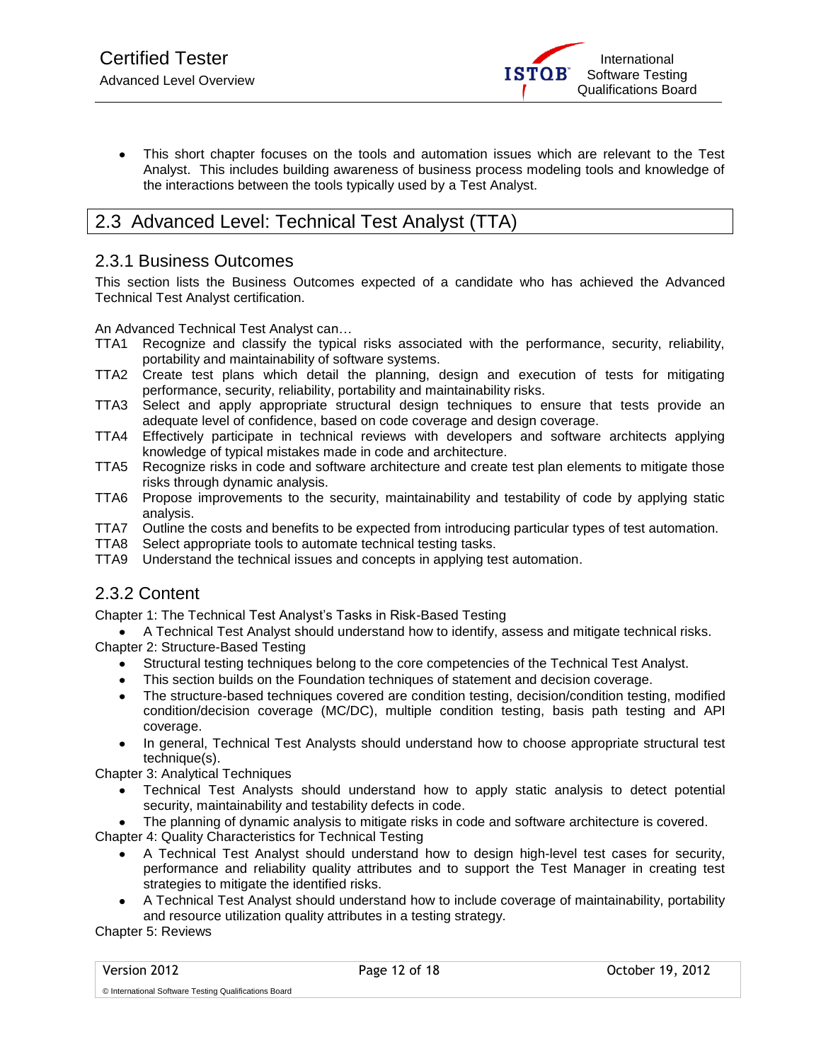- This short chapter focuses on the tools and automation issues which are relevant to the Test Analyst. This includes building awareness of business process modeling tools and knowledge of the interactions between the tools typically used by a Test Analyst.

## 2.3 Advanced Level: Technical Test Analyst (TTA)

### 2.3.1 Business Outcomes

This section lists the Business Outcomes expected of a candidate who has achieved the Advanced Technical Test Analyst certification.

An Advanced Technical Test Analyst can…

- TTA1 Recognize and classify the typical risks associated with the performance, security, reliability, portability and maintainability of software systems.
- TTA2 Create test plans which detail the planning, design and execution of tests for mitigating performance, security, reliability, portability and maintainability risks.
- TTA3 Select and apply appropriate structural design techniques to ensure that tests provide an adequate level of confidence, based on code coverage and design coverage.
- TTA4 Effectively participate in technical reviews with developers and software architects applying knowledge of typical mistakes made in code and architecture.
- TTA5 Recognize risks in code and software architecture and create test plan elements to mitigate those risks through dynamic analysis.
- TTA6 Propose improvements to the security, maintainability and testability of code by applying static analysis.
- TTA7 Outline the costs and benefits to be expected from introducing particular types of test automation.
- TTA8 Select appropriate tools to automate technical testing tasks.
- TTA9 Understand the technical issues and concepts in applying test automation.

### 2.3.2 Content

Chapter 1: The Technical Test Analyst's Tasks in Risk-Based Testing

- A Technical Test Analyst should understand how to identify, assess and mitigate technical risks.

Chapter 2: Structure-Based Testing

- Structural testing techniques belong to the core competencies of the Technical Test Analyst.
- This section builds on the Foundation techniques of statement and decision coverage.
- The structure-based techniques covered are condition testing, decision/condition testing, modified condition/decision coverage (MC/DC), multiple condition testing, basis path testing and API coverage.
- In general, Technical Test Analysts should understand how to choose appropriate structural test technique(s).

Chapter 3: Analytical Techniques

- Technical Test Analysts should understand how to apply static analysis to detect potential security, maintainability and testability defects in code.
- The planning of dynamic analysis to mitigate risks in code and software architecture is covered.

Chapter 4: Quality Characteristics for Technical Testing

- A Technical Test Analyst should understand how to design high-level test cases for security, performance and reliability quality attributes and to support the Test Manager in creating test strategies to mitigate the identified risks.
- A Technical Test Analyst should understand how to include coverage of maintainability, portability and resource utilization quality attributes in a testing strategy.

Chapter 5: Reviews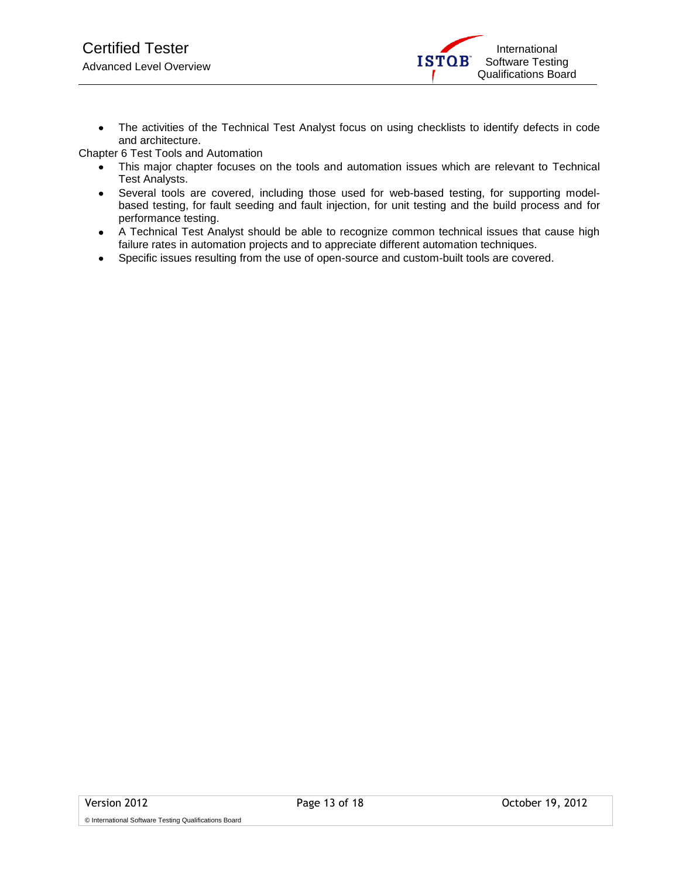- The activities of the Technical Test Analyst focus on using checklists to identify defects in code and architecture.

Chapter 6 Test Tools and Automation

- This major chapter focuses on the tools and automation issues which are relevant to Technical Test Analysts.
- Several tools are covered, including those used for web-based testing, for supporting model-based testing, for fault seeding and fault injection, for unit testing and the build process and for performance testing.
- A Technical Test Analyst should be able to recognize common technical issues that cause high failure rates in automation projects and to appreciate different automation techniques.
- Specific issues resulting from the use of open-source and custom-built tools are covered.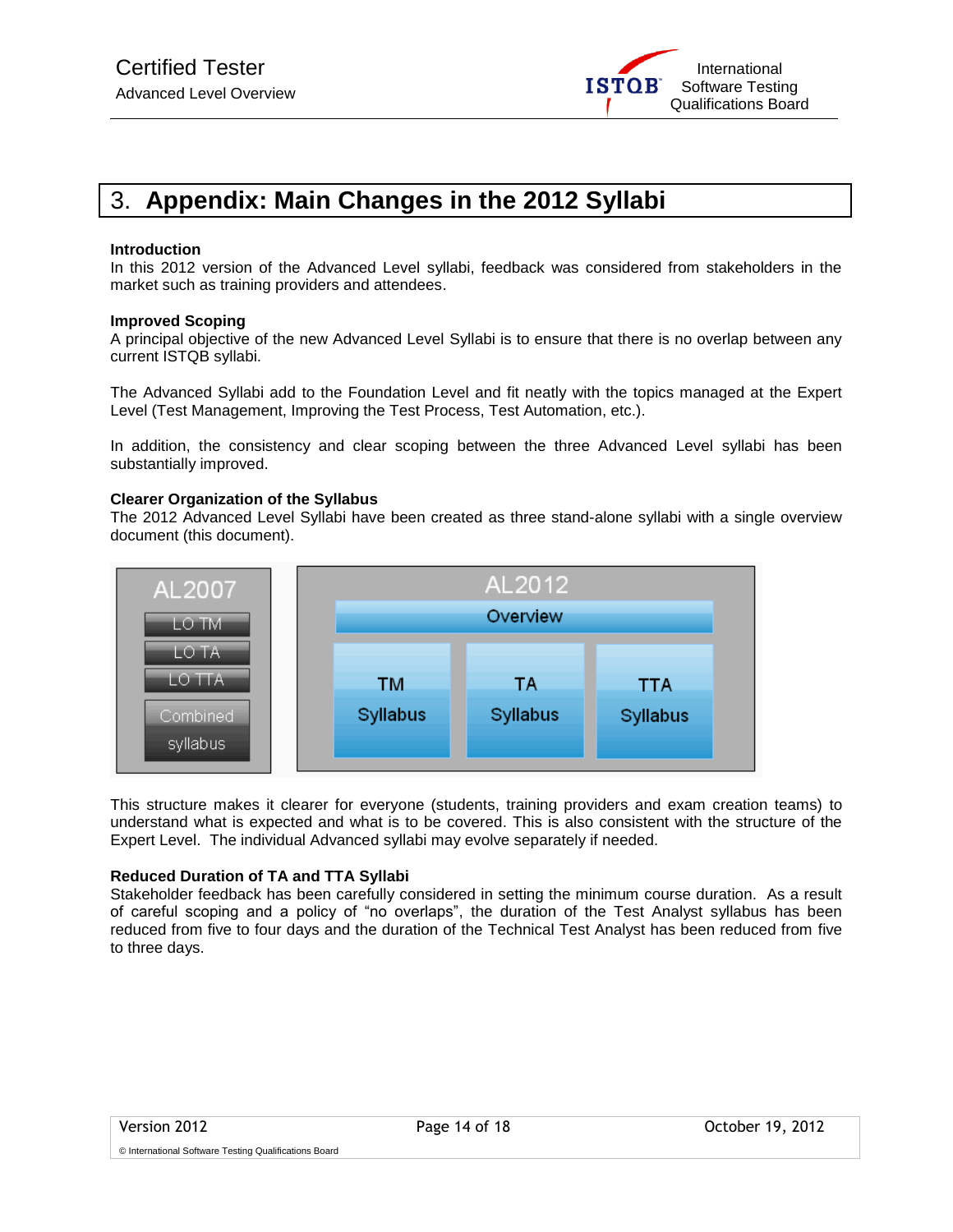# 3. Appendix: Main Changes in the 2012 Syllabi

**Introduction**

In this 2012 version of the Advanced Level syllabi, feedback was considered from stakeholders in the market such as training providers and attendees.

**Improved Scoping**

A principal objective of the new Advanced Level Syllabi is to ensure that there is no overlap between any current ISTQB syllabi.

The Advanced Syllabi add to the Foundation Level and fit neatly with the topics managed at the Expert Level (Test Management, Improving the Test Process, Test Automation, etc.).

In addition, the consistency and clear scoping between the three Advanced Level syllabi has been substantially improved.

**Clearer Organization of the Syllabus**

The 2012 Advanced Level Syllabi have been created as three stand-alone syllabi with a single overview document (this document).

This structure makes it clearer for everyone (students, training providers and exam creation teams) to understand what is expected and what is to be covered. This is also consistent with the structure of the Expert Level. The individual Advanced syllabi may evolve separately if needed.

**Reduced Duration of TA and TTA Syllabi**

Stakeholder feedback has been carefully considered in setting the minimum course duration. As a result of careful scoping and a policy of "no overlaps", the duration of the Test Analyst syllabus has been reduced from five to four days and the duration of the Technical Test Analyst has been reduced from five to three days.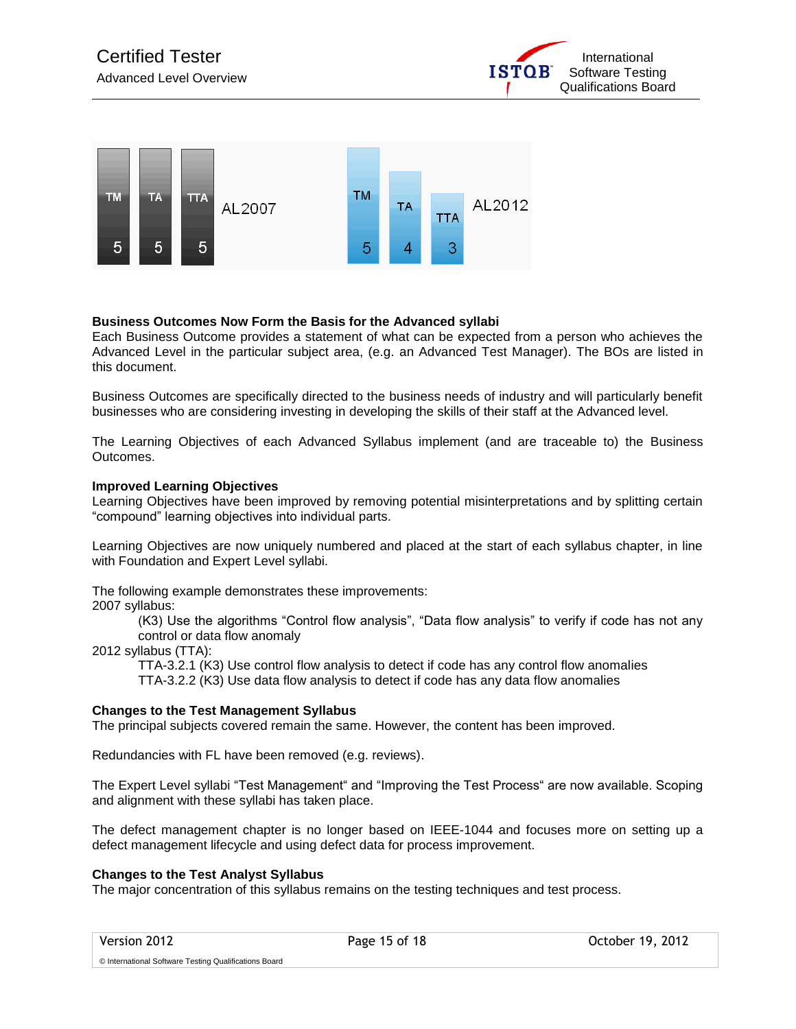TM 5 | TA 5 | TTA 5 — AL2007

TM 5 | TA 4 | TTA 3 — AL2012

**Business Outcomes Now Form the Basis for the Advanced syllabi**

Each Business Outcome provides a statement of what can be expected from a person who achieves the Advanced Level in the particular subject area, (e.g. an Advanced Test Manager). The BOs are listed in this document.

Business Outcomes are specifically directed to the business needs of industry and will particularly benefit businesses who are considering investing in developing the skills of their staff at the Advanced level.

The Learning Objectives of each Advanced Syllabus implement (and are traceable to) the Business Outcomes.

**Improved Learning Objectives**

Learning Objectives have been improved by removing potential misinterpretations and by splitting certain “compound” learning objectives into individual parts.

Learning Objectives are now uniquely numbered and placed at the start of each syllabus chapter, in line with Foundation and Expert Level syllabi.

The following example demonstrates these improvements:

2007 syllabus:

> (K3) Use the algorithms “Control flow analysis”, “Data flow analysis” to verify if code has not any control or data flow anomaly

2012 syllabus (TTA):

> TTA-3.2.1 (K3) Use control flow analysis to detect if code has any control flow anomalies
> TTA-3.2.2 (K3) Use data flow analysis to detect if code has any data flow anomalies

**Changes to the Test Management Syllabus**

The principal subjects covered remain the same. However, the content has been improved.

Redundancies with FL have been removed (e.g. reviews).

The Expert Level syllabi “Test Management“ and “Improving the Test Process“ are now available. Scoping and alignment with these syllabi has taken place.

The defect management chapter is no longer based on IEEE-1044 and focuses more on setting up a defect management lifecycle and using defect data for process improvement.

**Changes to the Test Analyst Syllabus**

The major concentration of this syllabus remains on the testing techniques and test process.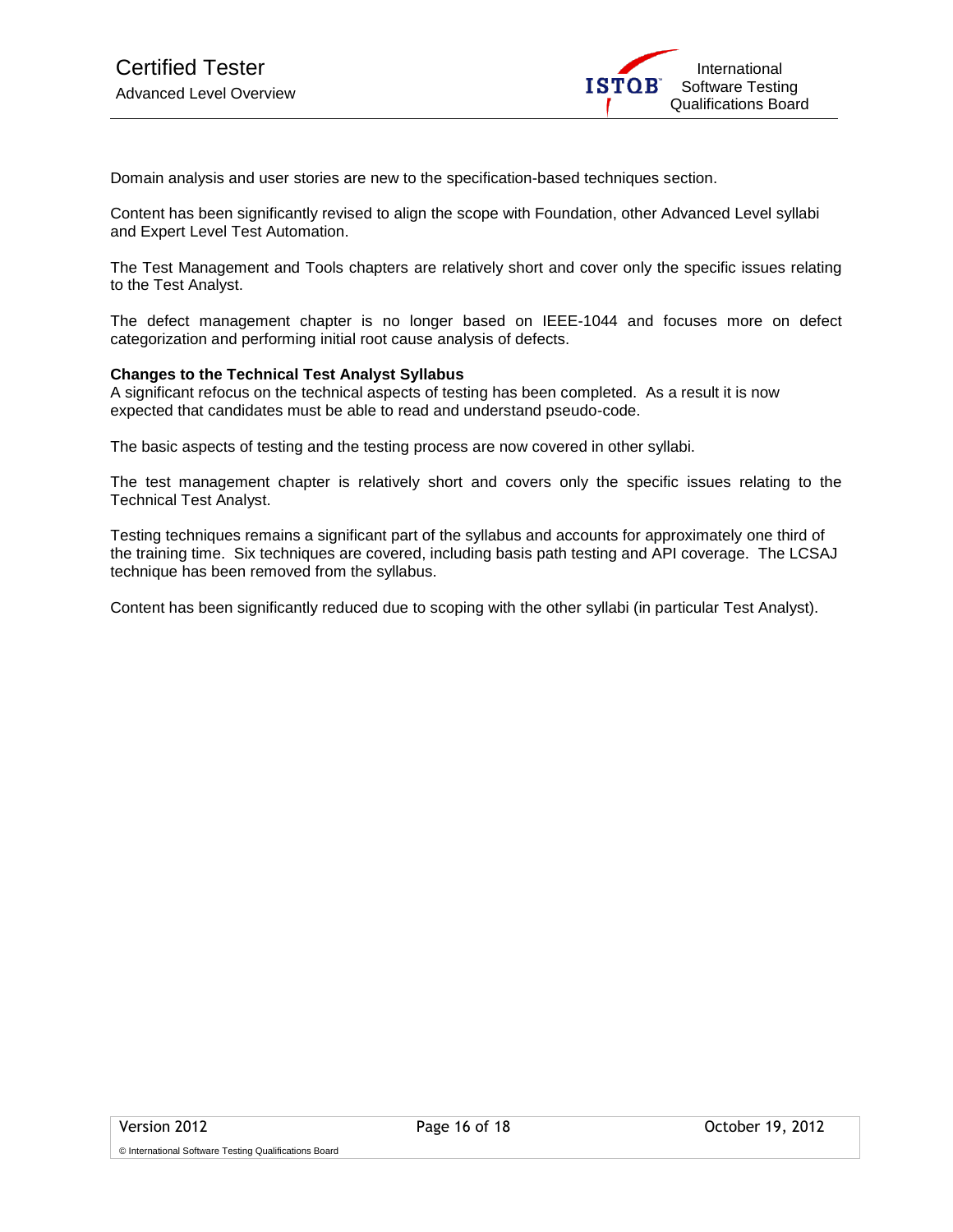Domain analysis and user stories are new to the specification-based techniques section.

Content has been significantly revised to align the scope with Foundation, other Advanced Level syllabi and Expert Level Test Automation.

The Test Management and Tools chapters are relatively short and cover only the specific issues relating to the Test Analyst.

The defect management chapter is no longer based on IEEE-1044 and focuses more on defect categorization and performing initial root cause analysis of defects.

**Changes to the Technical Test Analyst Syllabus**

A significant refocus on the technical aspects of testing has been completed. As a result it is now expected that candidates must be able to read and understand pseudo-code.

The basic aspects of testing and the testing process are now covered in other syllabi.

The test management chapter is relatively short and covers only the specific issues relating to the Technical Test Analyst.

Testing techniques remains a significant part of the syllabus and accounts for approximately one third of the training time. Six techniques are covered, including basis path testing and API coverage. The LCSAJ technique has been removed from the syllabus.

Content has been significantly reduced due to scoping with the other syllabi (in particular Test Analyst).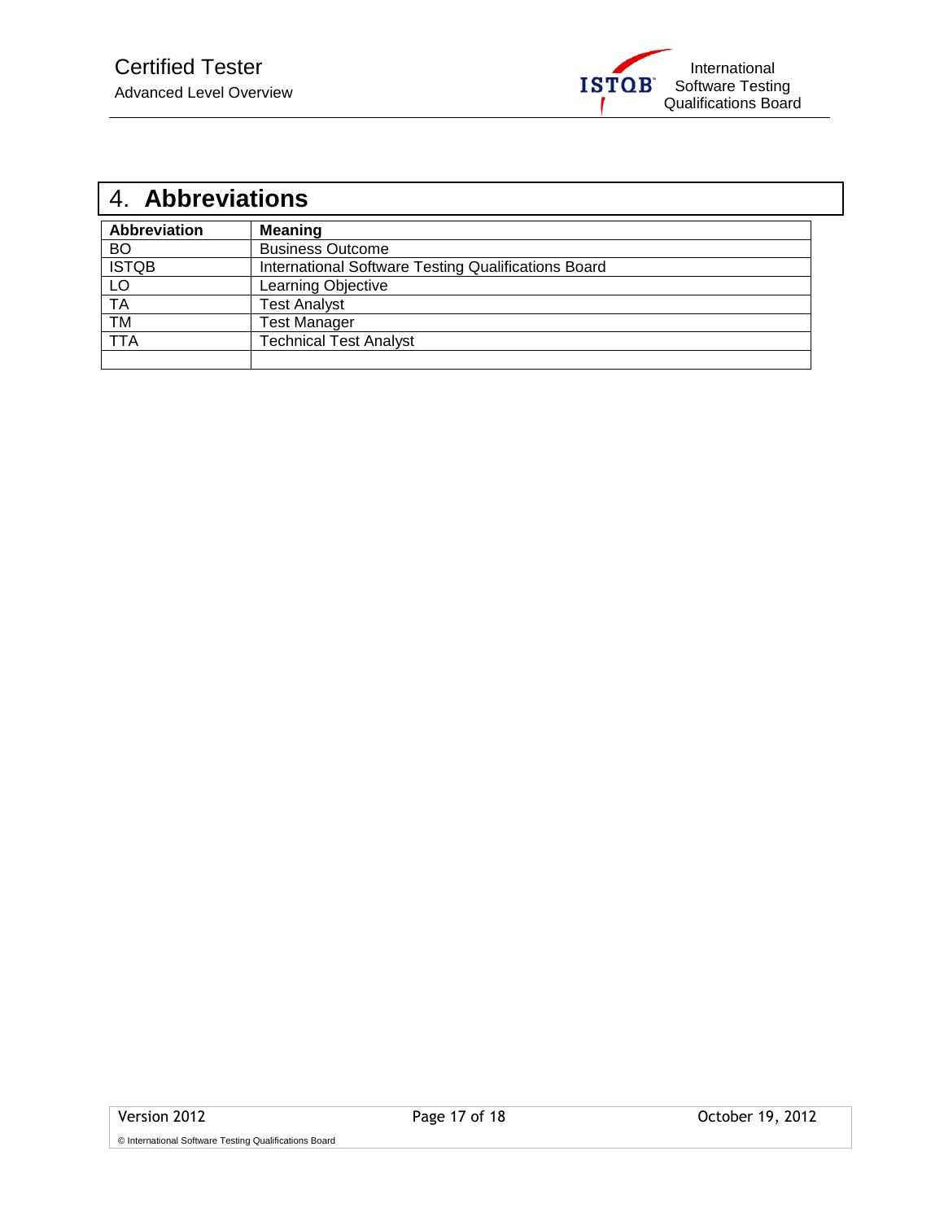# 4. Abbreviations

| Abbreviation | Meaning |
|---|---|
| BO | Business Outcome |
| ISTQB | International Software Testing Qualifications Board |
| LO | Learning Objective |
| TA | Test Analyst |
| TM | Test Manager |
| TTA | Technical Test Analyst |
| | |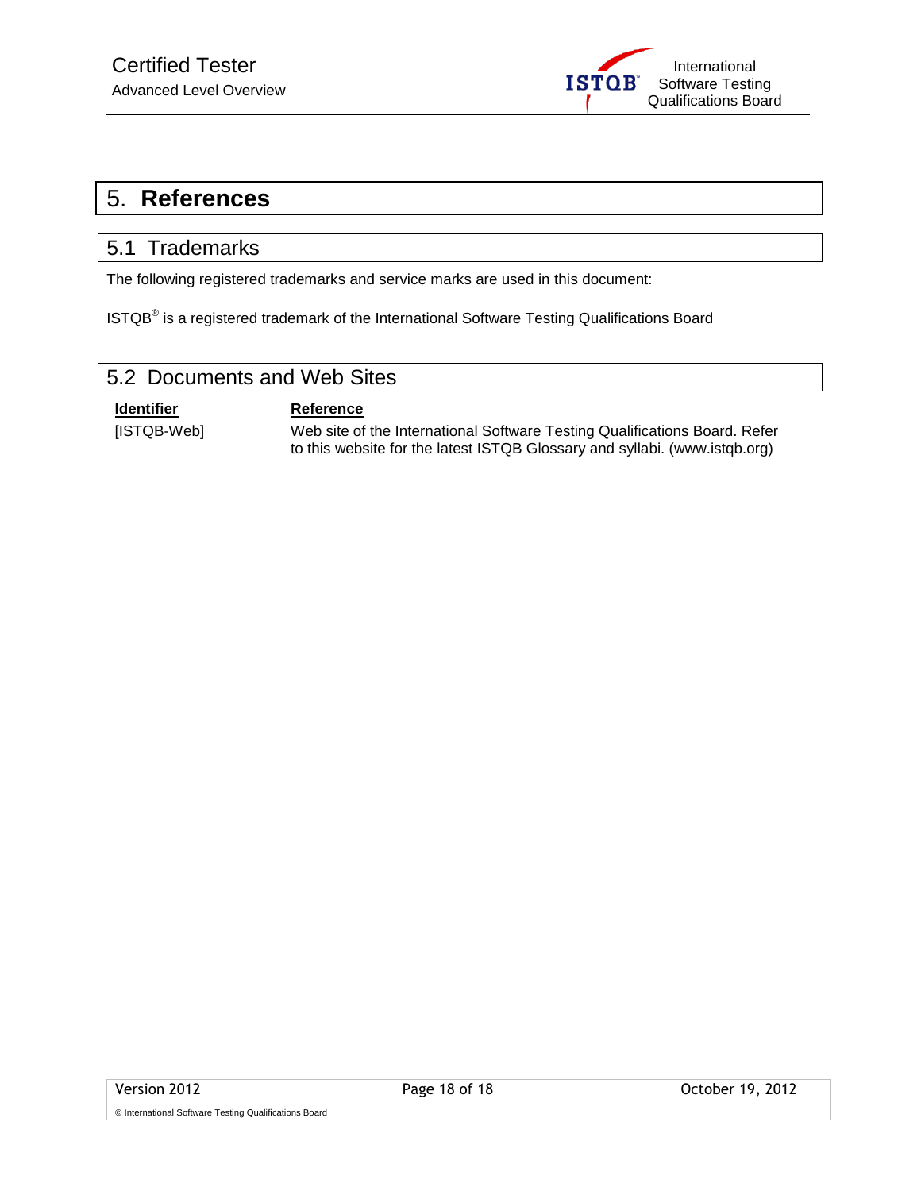# 5. References

## 5.1 Trademarks

The following registered trademarks and service marks are used in this document:

ISTQB® is a registered trademark of the International Software Testing Qualifications Board

## 5.2 Documents and Web Sites

| Identifier | Reference |
| --- | --- |
| [ISTQB-Web] | Web site of the International Software Testing Qualifications Board. Refer to this website for the latest ISTQB Glossary and syllabi. (www.istqb.org) |